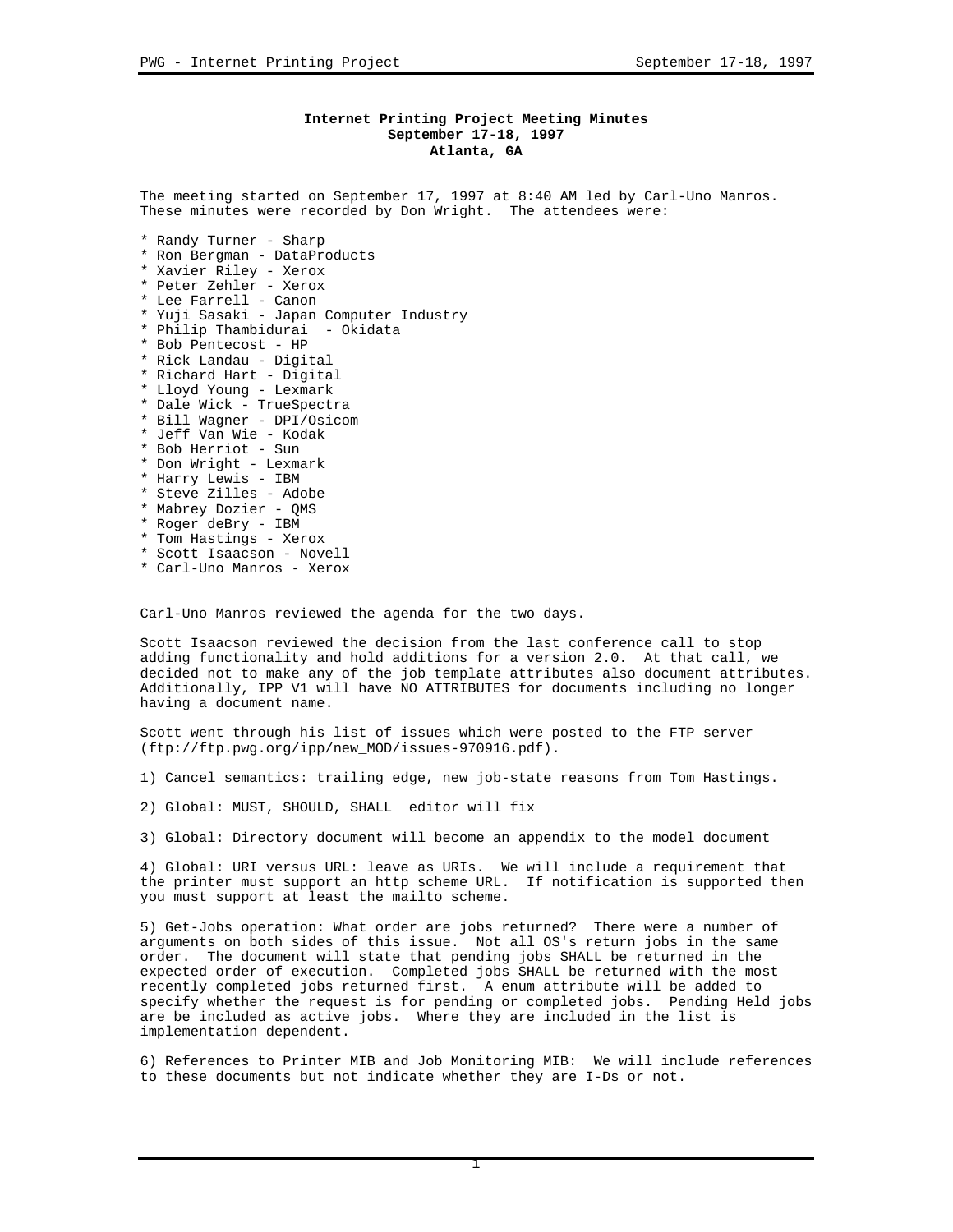**Internet Printing Project Meeting Minutes**
**September 17-18, 1997**
**Atlanta, GA**

The meeting started on September 17, 1997 at 8:40 AM led by Carl-Uno Manros. These minutes were recorded by Don Wright. The attendees were:

* Randy Turner - Sharp
* Ron Bergman - DataProducts
* Xavier Riley - Xerox
* Peter Zehler - Xerox
* Lee Farrell - Canon
* Yuji Sasaki - Japan Computer Industry
* Philip Thambidurai - Okidata
* Bob Pentecost - HP
* Rick Landau - Digital
* Richard Hart - Digital
* Lloyd Young - Lexmark
* Dale Wick - TrueSpectra
* Bill Wagner - DPI/Osicom
* Jeff Van Wie - Kodak
* Bob Herriot - Sun
* Don Wright - Lexmark
* Harry Lewis - IBM
* Steve Zilles - Adobe
* Mabrey Dozier - QMS
* Roger deBry - IBM
* Tom Hastings - Xerox
* Scott Isaacson - Novell
* Carl-Uno Manros - Xerox

Carl-Uno Manros reviewed the agenda for the two days.

Scott Isaacson reviewed the decision from the last conference call to stop adding functionality and hold additions for a version 2.0. At that call, we decided not to make any of the job template attributes also document attributes. Additionally, IPP V1 will have NO ATTRIBUTES for documents including no longer having a document name.

Scott went through his list of issues which were posted to the FTP server (ftp://ftp.pwg.org/ipp/new_MOD/issues-970916.pdf).

1) Cancel semantics: trailing edge, new job-state reasons from Tom Hastings.

2) Global: MUST, SHOULD, SHALL editor will fix

3) Global: Directory document will become an appendix to the model document

4) Global: URI versus URL: leave as URIs. We will include a requirement that the printer must support an http scheme URL. If notification is supported then you must support at least the mailto scheme.

5) Get-Jobs operation: What order are jobs returned? There were a number of arguments on both sides of this issue. Not all OS's return jobs in the same order. The document will state that pending jobs SHALL be returned in the expected order of execution. Completed jobs SHALL be returned with the most recently completed jobs returned first. A enum attribute will be added to specify whether the request is for pending or completed jobs. Pending Held jobs are be included as active jobs. Where they are included in the list is implementation dependent.

6) References to Printer MIB and Job Monitoring MIB: We will include references to these documents but not indicate whether they are I-Ds or not.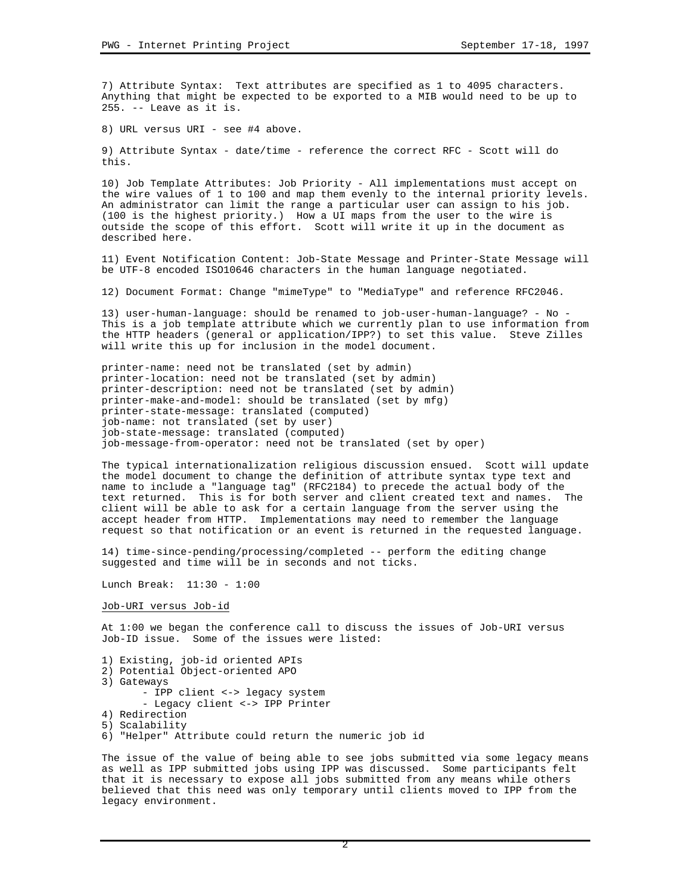7) Attribute Syntax: Text attributes are specified as 1 to 4095 characters. Anything that might be expected to be exported to a MIB would need to be up to 255. -- Leave as it is.

8) URL versus URI - see #4 above.

9) Attribute Syntax - date/time - reference the correct RFC - Scott will do this.

10) Job Template Attributes: Job Priority - All implementations must accept on the wire values of 1 to 100 and map them evenly to the internal priority levels. An administrator can limit the range a particular user can assign to his job. (100 is the highest priority.) How a UI maps from the user to the wire is outside the scope of this effort. Scott will write it up in the document as described here.

11) Event Notification Content: Job-State Message and Printer-State Message will be UTF-8 encoded ISO10646 characters in the human language negotiated.

12) Document Format: Change "mimeType" to "MediaType" and reference RFC2046.

13) user-human-language: should be renamed to job-user-human-language? - No - This is a job template attribute which we currently plan to use information from the HTTP headers (general or application/IPP?) to set this value. Steve Zilles will write this up for inclusion in the model document.

printer-name: need not be translated (set by admin)
printer-location: need not be translated (set by admin)
printer-description: need not be translated (set by admin)
printer-make-and-model: should be translated (set by mfg)
printer-state-message: translated (computed)
job-name: not translated (set by user)
job-state-message: translated (computed)
job-message-from-operator: need not be translated (set by oper)

The typical internationalization religious discussion ensued. Scott will update the model document to change the definition of attribute syntax type text and name to include a "language tag" (RFC2184) to precede the actual body of the text returned. This is for both server and client created text and names. The client will be able to ask for a certain language from the server using the accept header from HTTP. Implementations may need to remember the language request so that notification or an event is returned in the requested language.

14) time-since-pending/processing/completed -- perform the editing change suggested and time will be in seconds and not ticks.

Lunch Break: 11:30 - 1:00

## Job-URI versus Job-id

At 1:00 we began the conference call to discuss the issues of Job-URI versus Job-ID issue. Some of the issues were listed:

1) Existing, job-id oriented APIs
2) Potential Object-oriented APO
3) Gateways
   - IPP client <-> legacy system
   - Legacy client <-> IPP Printer
4) Redirection
5) Scalability
6) "Helper" Attribute could return the numeric job id

The issue of the value of being able to see jobs submitted via some legacy means as well as IPP submitted jobs using IPP was discussed. Some participants felt that it is necessary to expose all jobs submitted from any means while others believed that this need was only temporary until clients moved to IPP from the legacy environment.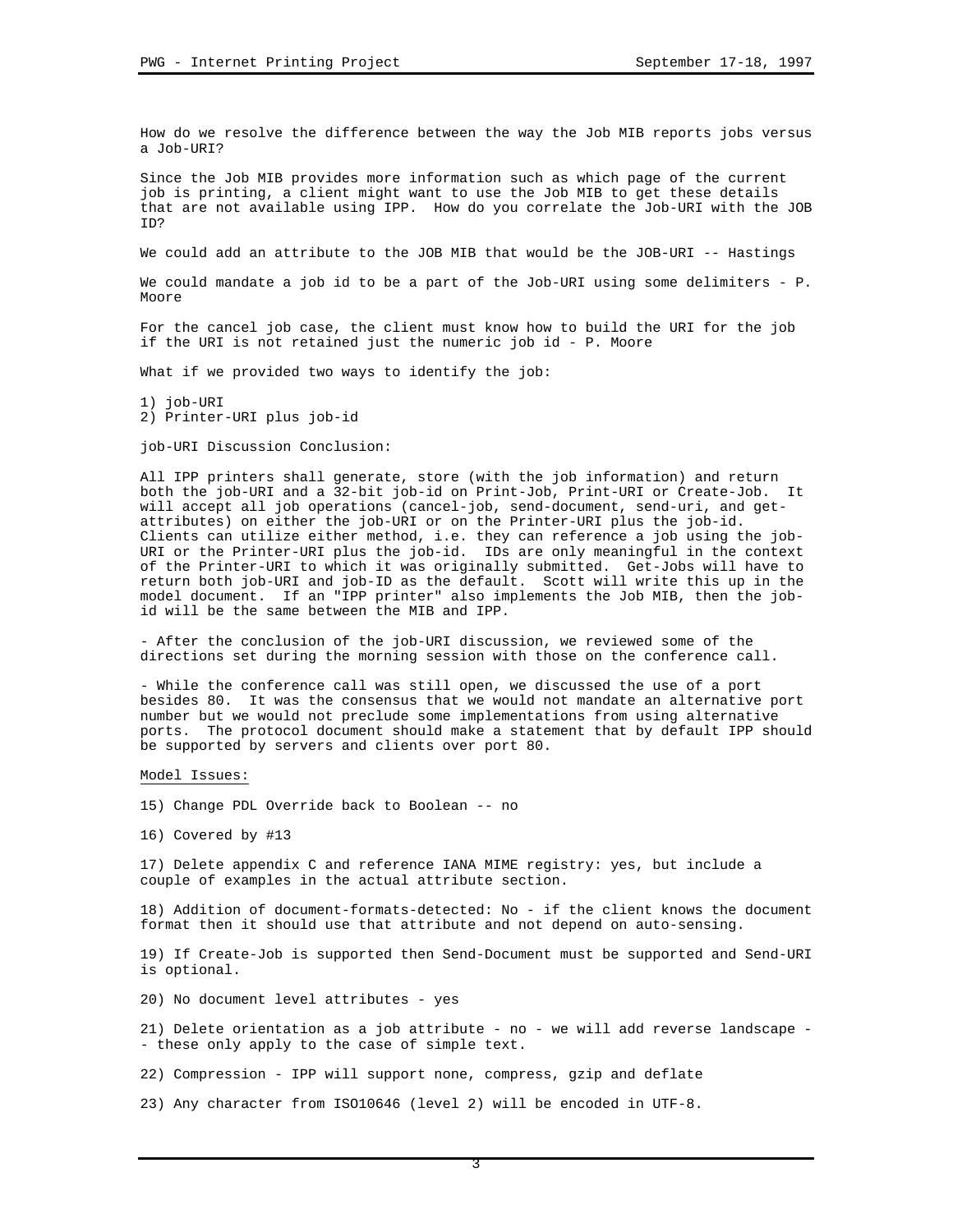How do we resolve the difference between the way the Job MIB reports jobs versus a Job-URI?

Since the Job MIB provides more information such as which page of the current job is printing, a client might want to use the Job MIB to get these details that are not available using IPP. How do you correlate the Job-URI with the JOB ID?

We could add an attribute to the JOB MIB that would be the JOB-URI -- Hastings

We could mandate a job id to be a part of the Job-URI using some delimiters - P. Moore

For the cancel job case, the client must know how to build the URI for the job if the URI is not retained just the numeric job id - P. Moore

What if we provided two ways to identify the job:

1) job-URI
2) Printer-URI plus job-id

job-URI Discussion Conclusion:

All IPP printers shall generate, store (with the job information) and return both the job-URI and a 32-bit job-id on Print-Job, Print-URI or Create-Job. It will accept all job operations (cancel-job, send-document, send-uri, and get-attributes) on either the job-URI or on the Printer-URI plus the job-id. Clients can utilize either method, i.e. they can reference a job using the job-URI or the Printer-URI plus the job-id. IDs are only meaningful in the context of the Printer-URI to which it was originally submitted. Get-Jobs will have to return both job-URI and job-ID as the default. Scott will write this up in the model document. If an "IPP printer" also implements the Job MIB, then the job-id will be the same between the MIB and IPP.

- After the conclusion of the job-URI discussion, we reviewed some of the directions set during the morning session with those on the conference call.

- While the conference call was still open, we discussed the use of a port besides 80. It was the consensus that we would not mandate an alternative port number but we would not preclude some implementations from using alternative ports. The protocol document should make a statement that by default IPP should be supported by servers and clients over port 80.

Model Issues:

15) Change PDL Override back to Boolean -- no

16) Covered by #13

17) Delete appendix C and reference IANA MIME registry: yes, but include a couple of examples in the actual attribute section.

18) Addition of document-formats-detected: No - if the client knows the document format then it should use that attribute and not depend on auto-sensing.

19) If Create-Job is supported then Send-Document must be supported and Send-URI is optional.

20) No document level attributes - yes

21) Delete orientation as a job attribute - no - we will add reverse landscape -- these only apply to the case of simple text.

22) Compression - IPP will support none, compress, gzip and deflate

23) Any character from ISO10646 (level 2) will be encoded in UTF-8.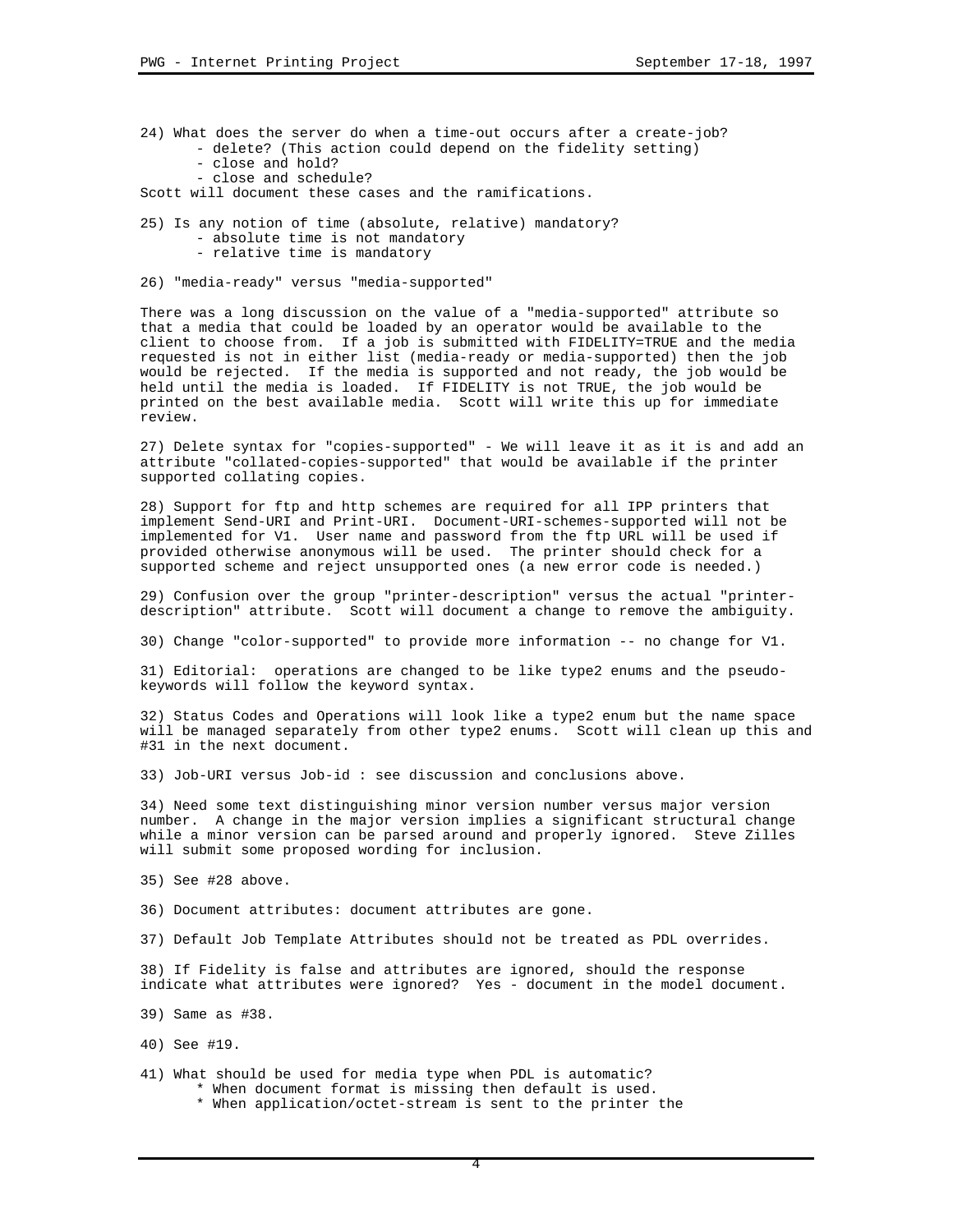24) What does the server do when a time-out occurs after a create-job?

- delete? (This action could depend on the fidelity setting)
- close and hold?
- close and schedule?

Scott will document these cases and the ramifications.

25) Is any notion of time (absolute, relative) mandatory?

- absolute time is not mandatory
- relative time is mandatory

26) "media-ready" versus "media-supported"

There was a long discussion on the value of a "media-supported" attribute so that a media that could be loaded by an operator would be available to the client to choose from. If a job is submitted with FIDELITY=TRUE and the media requested is not in either list (media-ready or media-supported) then the job would be rejected. If the media is supported and not ready, the job would be held until the media is loaded. If FIDELITY is not TRUE, the job would be printed on the best available media. Scott will write this up for immediate review.

27) Delete syntax for "copies-supported" - We will leave it as it is and add an attribute "collated-copies-supported" that would be available if the printer supported collating copies.

28) Support for ftp and http schemes are required for all IPP printers that implement Send-URI and Print-URI. Document-URI-schemes-supported will not be implemented for V1. User name and password from the ftp URL will be used if provided otherwise anonymous will be used. The printer should check for a supported scheme and reject unsupported ones (a new error code is needed.)

29) Confusion over the group "printer-description" versus the actual "printer-description" attribute. Scott will document a change to remove the ambiguity.

30) Change "color-supported" to provide more information -- no change for V1.

31) Editorial: operations are changed to be like type2 enums and the pseudo-keywords will follow the keyword syntax.

32) Status Codes and Operations will look like a type2 enum but the name space will be managed separately from other type2 enums. Scott will clean up this and #31 in the next document.

33) Job-URI versus Job-id : see discussion and conclusions above.

34) Need some text distinguishing minor version number versus major version number. A change in the major version implies a significant structural change while a minor version can be parsed around and properly ignored. Steve Zilles will submit some proposed wording for inclusion.

35) See #28 above.

36) Document attributes: document attributes are gone.

37) Default Job Template Attributes should not be treated as PDL overrides.

38) If Fidelity is false and attributes are ignored, should the response indicate what attributes were ignored? Yes - document in the model document.

39) Same as #38.

40) See #19.

41) What should be used for media type when PDL is automatic?

* When document format is missing then default is used.
* When application/octet-stream is sent to the printer the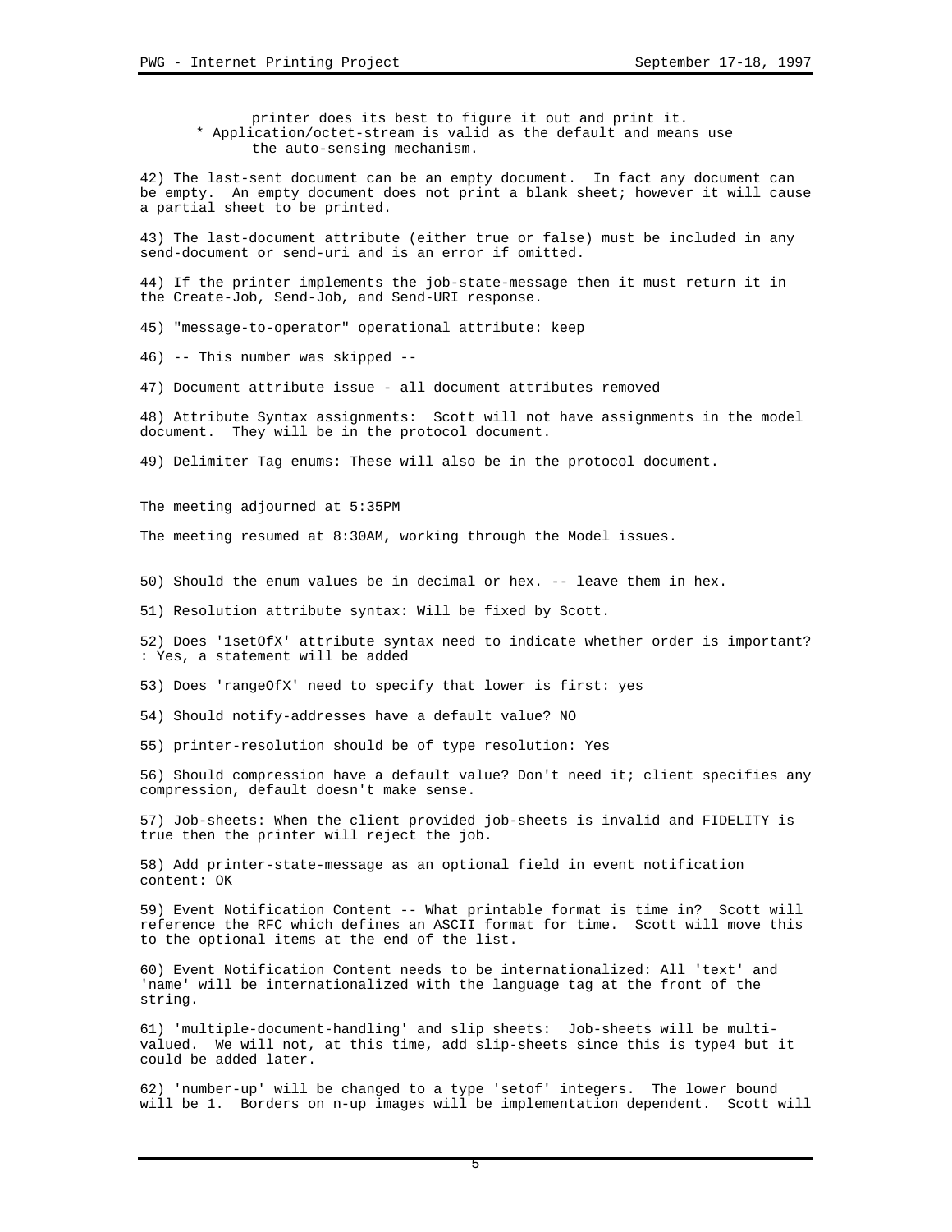printer does its best to figure it out and print it.

* Application/octet-stream is valid as the default and means use the auto-sensing mechanism.

42) The last-sent document can be an empty document. In fact any document can be empty. An empty document does not print a blank sheet; however it will cause a partial sheet to be printed.

43) The last-document attribute (either true or false) must be included in any send-document or send-uri and is an error if omitted.

44) If the printer implements the job-state-message then it must return it in the Create-Job, Send-Job, and Send-URI response.

45) "message-to-operator" operational attribute: keep

46) -- This number was skipped --

47) Document attribute issue - all document attributes removed

48) Attribute Syntax assignments: Scott will not have assignments in the model document. They will be in the protocol document.

49) Delimiter Tag enums: These will also be in the protocol document.

The meeting adjourned at 5:35PM

The meeting resumed at 8:30AM, working through the Model issues.

50) Should the enum values be in decimal or hex. -- leave them in hex.

51) Resolution attribute syntax: Will be fixed by Scott.

52) Does '1setOfX' attribute syntax need to indicate whether order is important? : Yes, a statement will be added

53) Does 'rangeOfX' need to specify that lower is first: yes

54) Should notify-addresses have a default value? NO

55) printer-resolution should be of type resolution: Yes

56) Should compression have a default value? Don't need it; client specifies any compression, default doesn't make sense.

57) Job-sheets: When the client provided job-sheets is invalid and FIDELITY is true then the printer will reject the job.

58) Add printer-state-message as an optional field in event notification content: OK

59) Event Notification Content -- What printable format is time in? Scott will reference the RFC which defines an ASCII format for time. Scott will move this to the optional items at the end of the list.

60) Event Notification Content needs to be internationalized: All 'text' and 'name' will be internationalized with the language tag at the front of the string.

61) 'multiple-document-handling' and slip sheets: Job-sheets will be multi-valued. We will not, at this time, add slip-sheets since this is type4 but it could be added later.

62) 'number-up' will be changed to a type 'setof' integers. The lower bound will be 1. Borders on n-up images will be implementation dependent. Scott will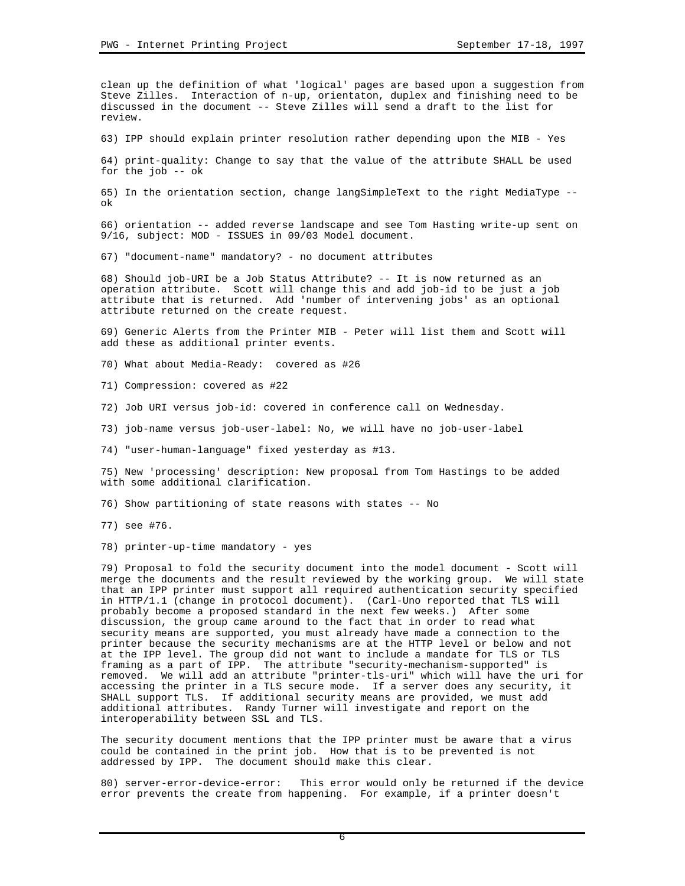clean up the definition of what 'logical' pages are based upon a suggestion from Steve Zilles. Interaction of n-up, orientaton, duplex and finishing need to be discussed in the document -- Steve Zilles will send a draft to the list for review.

63) IPP should explain printer resolution rather depending upon the MIB - Yes

64) print-quality: Change to say that the value of the attribute SHALL be used for the job -- ok

65) In the orientation section, change langSimpleText to the right MediaType -- ok

66) orientation -- added reverse landscape and see Tom Hasting write-up sent on 9/16, subject: MOD - ISSUES in 09/03 Model document.

67) "document-name" mandatory? - no document attributes

68) Should job-URI be a Job Status Attribute? -- It is now returned as an operation attribute. Scott will change this and add job-id to be just a job attribute that is returned. Add 'number of intervening jobs' as an optional attribute returned on the create request.

69) Generic Alerts from the Printer MIB - Peter will list them and Scott will add these as additional printer events.

70) What about Media-Ready: covered as #26

71) Compression: covered as #22

72) Job URI versus job-id: covered in conference call on Wednesday.

73) job-name versus job-user-label: No, we will have no job-user-label

74) "user-human-language" fixed yesterday as #13.

75) New 'processing' description: New proposal from Tom Hastings to be added with some additional clarification.

76) Show partitioning of state reasons with states -- No

77) see #76.

78) printer-up-time mandatory - yes

79) Proposal to fold the security document into the model document - Scott will merge the documents and the result reviewed by the working group. We will state that an IPP printer must support all required authentication security specified in HTTP/1.1 (change in protocol document). (Carl-Uno reported that TLS will probably become a proposed standard in the next few weeks.) After some discussion, the group came around to the fact that in order to read what security means are supported, you must already have made a connection to the printer because the security mechanisms are at the HTTP level or below and not at the IPP level. The group did not want to include a mandate for TLS or TLS framing as a part of IPP. The attribute "security-mechanism-supported" is removed. We will add an attribute "printer-tls-uri" which will have the uri for accessing the printer in a TLS secure mode. If a server does any security, it SHALL support TLS. If additional security means are provided, we must add additional attributes. Randy Turner will investigate and report on the interoperability between SSL and TLS.

The security document mentions that the IPP printer must be aware that a virus could be contained in the print job. How that is to be prevented is not addressed by IPP. The document should make this clear.

80) server-error-device-error: This error would only be returned if the device error prevents the create from happening. For example, if a printer doesn't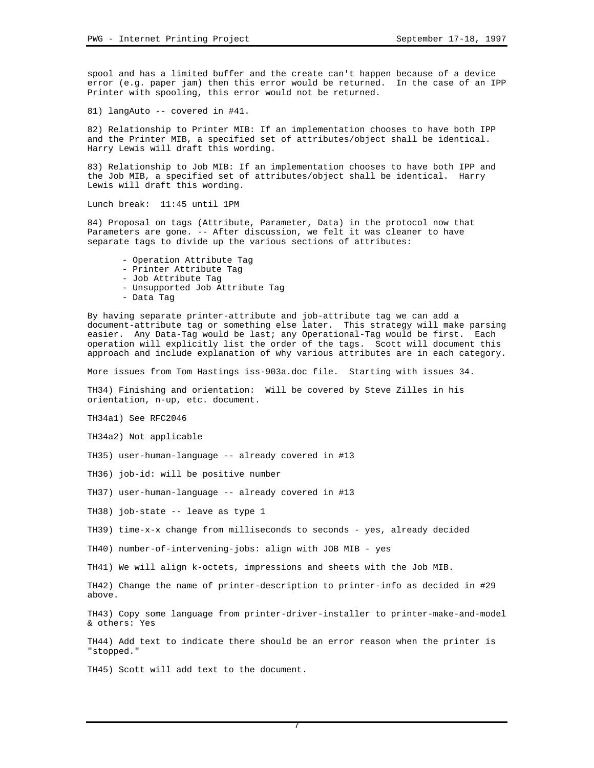spool and has a limited buffer and the create can't happen because of a device error (e.g. paper jam) then this error would be returned. In the case of an IPP Printer with spooling, this error would not be returned.

81) langAuto -- covered in #41.

82) Relationship to Printer MIB: If an implementation chooses to have both IPP and the Printer MIB, a specified set of attributes/object shall be identical. Harry Lewis will draft this wording.

83) Relationship to Job MIB: If an implementation chooses to have both IPP and the Job MIB, a specified set of attributes/object shall be identical. Harry Lewis will draft this wording.

Lunch break: 11:45 until 1PM

84) Proposal on tags (Attribute, Parameter, Data) in the protocol now that Parameters are gone. -- After discussion, we felt it was cleaner to have separate tags to divide up the various sections of attributes:

- Operation Attribute Tag
- Printer Attribute Tag
- Job Attribute Tag
- Unsupported Job Attribute Tag
- Data Tag

By having separate printer-attribute and job-attribute tag we can add a document-attribute tag or something else later. This strategy will make parsing easier. Any Data-Tag would be last; any Operational-Tag would be first. Each operation will explicitly list the order of the tags. Scott will document this approach and include explanation of why various attributes are in each category.

More issues from Tom Hastings iss-903a.doc file. Starting with issues 34.

TH34) Finishing and orientation: Will be covered by Steve Zilles in his orientation, n-up, etc. document.

TH34a1) See RFC2046

TH34a2) Not applicable

TH35) user-human-language -- already covered in #13

TH36) job-id: will be positive number

TH37) user-human-language -- already covered in #13

TH38) job-state -- leave as type 1

TH39) time-x-x change from milliseconds to seconds - yes, already decided

TH40) number-of-intervening-jobs: align with JOB MIB - yes

TH41) We will align k-octets, impressions and sheets with the Job MIB.

TH42) Change the name of printer-description to printer-info as decided in #29 above.

TH43) Copy some language from printer-driver-installer to printer-make-and-model & others: Yes

TH44) Add text to indicate there should be an error reason when the printer is "stopped."

TH45) Scott will add text to the document.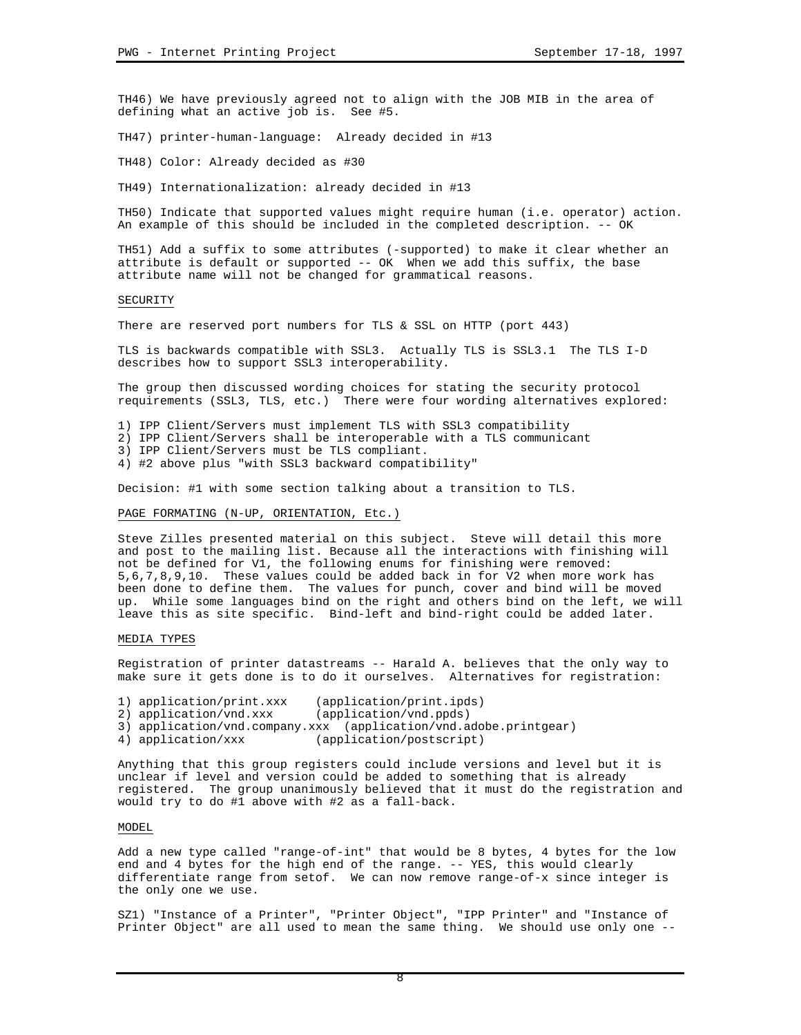TH46) We have previously agreed not to align with the JOB MIB in the area of defining what an active job is. See #5.

TH47) printer-human-language: Already decided in #13

TH48) Color: Already decided as #30

TH49) Internationalization: already decided in #13

TH50) Indicate that supported values might require human (i.e. operator) action. An example of this should be included in the completed description. -- OK

TH51) Add a suffix to some attributes (-supported) to make it clear whether an attribute is default or supported -- OK When we add this suffix, the base attribute name will not be changed for grammatical reasons.

## SECURITY

There are reserved port numbers for TLS & SSL on HTTP (port 443)

TLS is backwards compatible with SSL3. Actually TLS is SSL3.1 The TLS I-D describes how to support SSL3 interoperability.

The group then discussed wording choices for stating the security protocol requirements (SSL3, TLS, etc.) There were four wording alternatives explored:

1) IPP Client/Servers must implement TLS with SSL3 compatibility
2) IPP Client/Servers shall be interoperable with a TLS communicant
3) IPP Client/Servers must be TLS compliant.
4) #2 above plus "with SSL3 backward compatibility"

Decision: #1 with some section talking about a transition to TLS.

## PAGE FORMATING (N-UP, ORIENTATION, Etc.)

Steve Zilles presented material on this subject. Steve will detail this more and post to the mailing list. Because all the interactions with finishing will not be defined for V1, the following enums for finishing were removed: 5,6,7,8,9,10. These values could be added back in for V2 when more work has been done to define them. The values for punch, cover and bind will be moved up. While some languages bind on the right and others bind on the left, we will leave this as site specific. Bind-left and bind-right could be added later.

## MEDIA TYPES

Registration of printer datastreams -- Harald A. believes that the only way to make sure it gets done is to do it ourselves. Alternatives for registration:

1) application/print.xxx (application/print.ipds)
2) application/vnd.xxx (application/vnd.ppds)
3) application/vnd.company.xxx (application/vnd.adobe.printgear)
4) application/xxx (application/postscript)

Anything that this group registers could include versions and level but it is unclear if level and version could be added to something that is already registered. The group unanimously believed that it must do the registration and would try to do #1 above with #2 as a fall-back.

## MODEL

Add a new type called "range-of-int" that would be 8 bytes, 4 bytes for the low end and 4 bytes for the high end of the range. -- YES, this would clearly differentiate range from setof. We can now remove range-of-x since integer is the only one we use.

SZ1) "Instance of a Printer", "Printer Object", "IPP Printer" and "Instance of Printer Object" are all used to mean the same thing. We should use only one --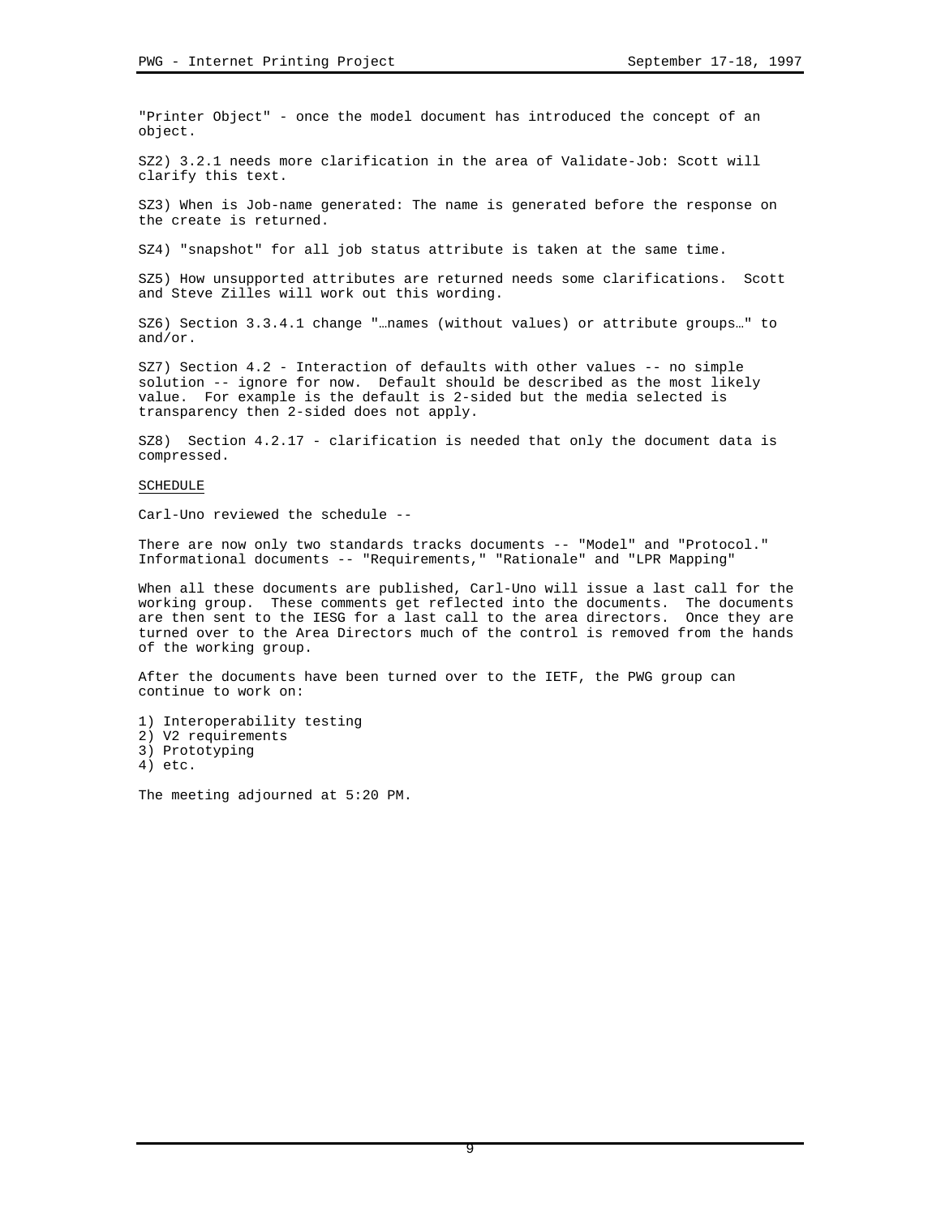"Printer Object" - once the model document has introduced the concept of an object.

SZ2) 3.2.1 needs more clarification in the area of Validate-Job: Scott will clarify this text.

SZ3) When is Job-name generated: The name is generated before the response on the create is returned.

SZ4) "snapshot" for all job status attribute is taken at the same time.

SZ5) How unsupported attributes are returned needs some clarifications. Scott and Steve Zilles will work out this wording.

SZ6) Section 3.3.4.1 change "…names (without values) or attribute groups…" to and/or.

SZ7) Section 4.2 - Interaction of defaults with other values -- no simple solution -- ignore for now. Default should be described as the most likely value. For example is the default is 2-sided but the media selected is transparency then 2-sided does not apply.

SZ8) Section 4.2.17 - clarification is needed that only the document data is compressed.

SCHEDULE

Carl-Uno reviewed the schedule --

There are now only two standards tracks documents -- "Model" and "Protocol." Informational documents -- "Requirements," "Rationale" and "LPR Mapping"

When all these documents are published, Carl-Uno will issue a last call for the working group. These comments get reflected into the documents. The documents are then sent to the IESG for a last call to the area directors. Once they are turned over to the Area Directors much of the control is removed from the hands of the working group.

After the documents have been turned over to the IETF, the PWG group can continue to work on:

1) Interoperability testing
2) V2 requirements
3) Prototyping
4) etc.

The meeting adjourned at 5:20 PM.